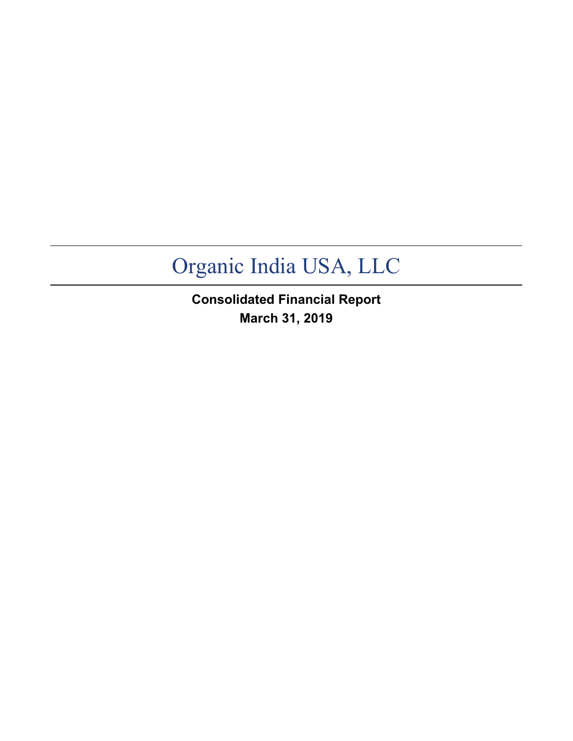# Organic India USA, LLC

**Consolidated Financial Report**
**March 31, 2019**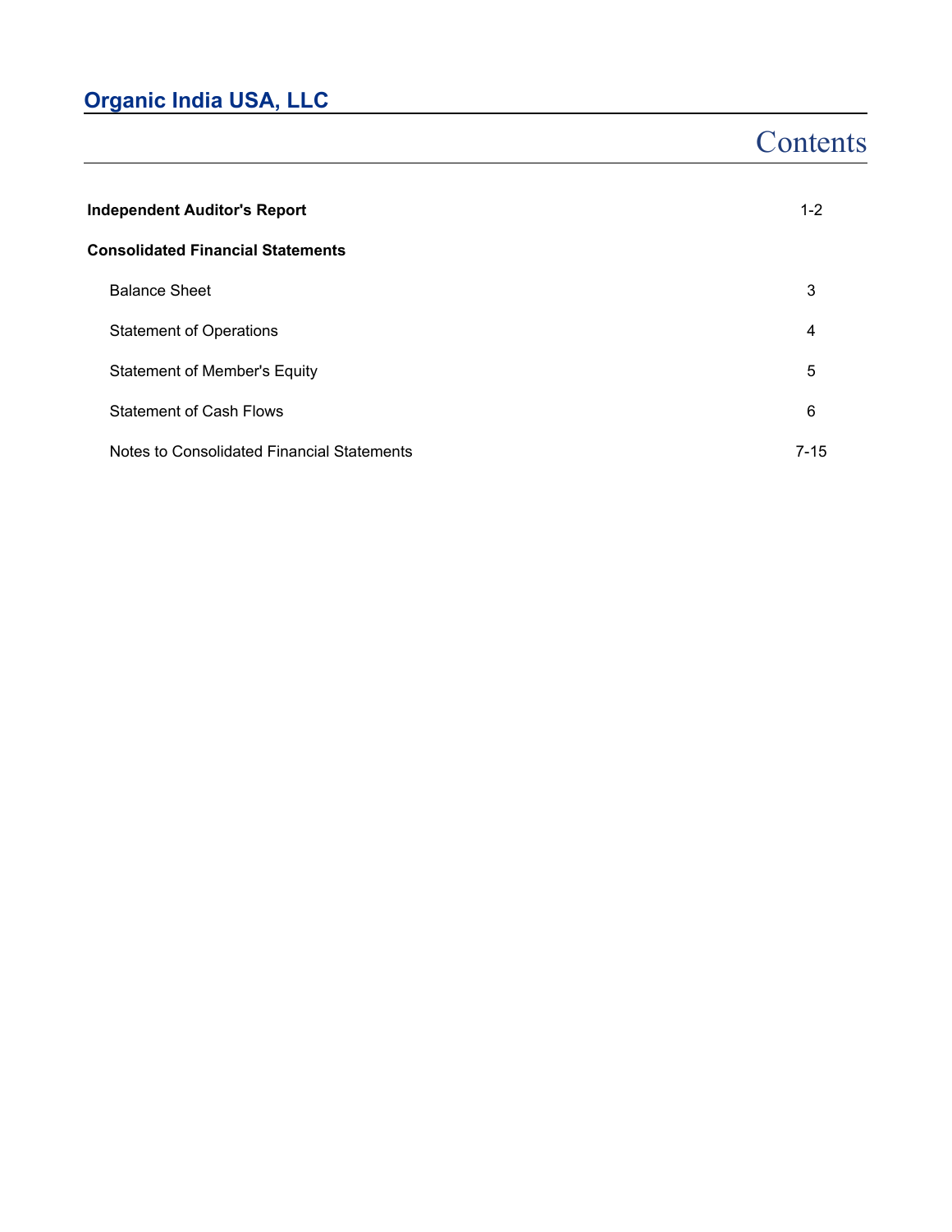# Organic India USA, LLC

## Contents

| | |
|---|---|
| **Independent Auditor's Report** | 1-2 |
| **Consolidated Financial Statements** | |
| Balance Sheet | 3 |
| Statement of Operations | 4 |
| Statement of Member's Equity | 5 |
| Statement of Cash Flows | 6 |
| Notes to Consolidated Financial Statements | 7-15 |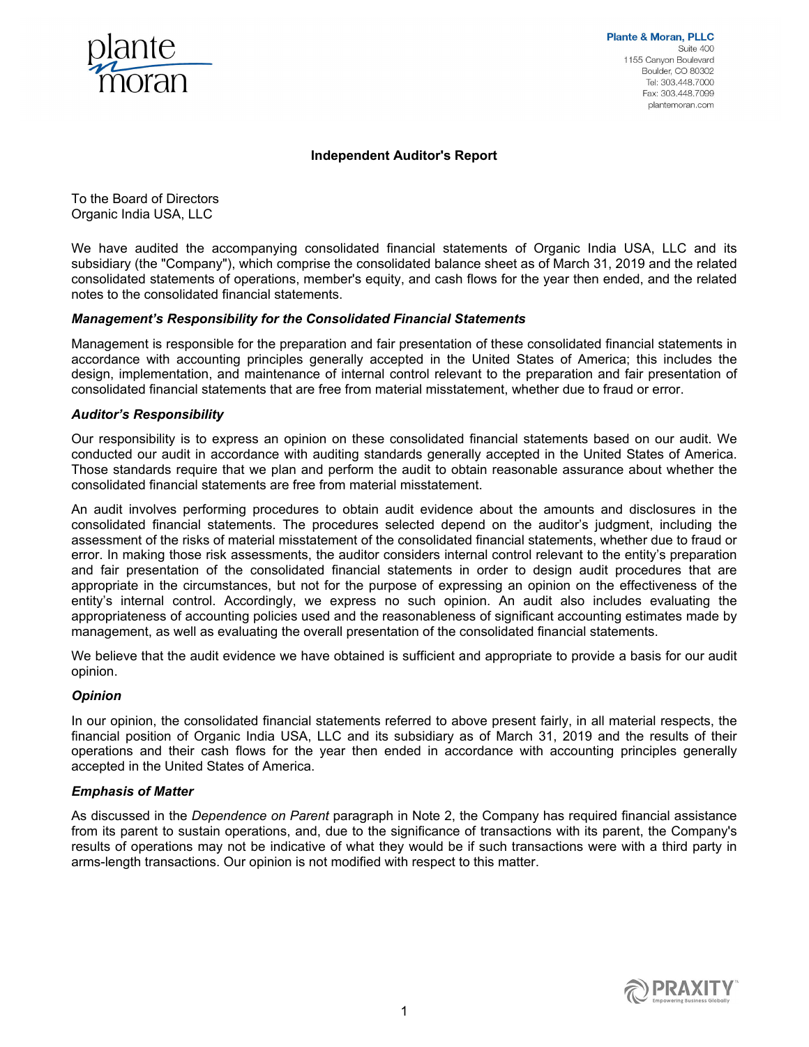plante moran

**Plante & Moran, PLLC**
Suite 400
1155 Canyon Boulevard
Boulder, CO 80302
Tel: 303.448.7000
Fax: 303.448.7099
plantemoran.com

## Independent Auditor's Report

To the Board of Directors
Organic India USA, LLC

We have audited the accompanying consolidated financial statements of Organic India USA, LLC and its subsidiary (the "Company"), which comprise the consolidated balance sheet as of March 31, 2019 and the related consolidated statements of operations, member's equity, and cash flows for the year then ended, and the related notes to the consolidated financial statements.

### *Management's Responsibility for the Consolidated Financial Statements*

Management is responsible for the preparation and fair presentation of these consolidated financial statements in accordance with accounting principles generally accepted in the United States of America; this includes the design, implementation, and maintenance of internal control relevant to the preparation and fair presentation of consolidated financial statements that are free from material misstatement, whether due to fraud or error.

### *Auditor's Responsibility*

Our responsibility is to express an opinion on these consolidated financial statements based on our audit. We conducted our audit in accordance with auditing standards generally accepted in the United States of America. Those standards require that we plan and perform the audit to obtain reasonable assurance about whether the consolidated financial statements are free from material misstatement.

An audit involves performing procedures to obtain audit evidence about the amounts and disclosures in the consolidated financial statements. The procedures selected depend on the auditor's judgment, including the assessment of the risks of material misstatement of the consolidated financial statements, whether due to fraud or error. In making those risk assessments, the auditor considers internal control relevant to the entity's preparation and fair presentation of the consolidated financial statements in order to design audit procedures that are appropriate in the circumstances, but not for the purpose of expressing an opinion on the effectiveness of the entity's internal control. Accordingly, we express no such opinion. An audit also includes evaluating the appropriateness of accounting policies used and the reasonableness of significant accounting estimates made by management, as well as evaluating the overall presentation of the consolidated financial statements.

We believe that the audit evidence we have obtained is sufficient and appropriate to provide a basis for our audit opinion.

### *Opinion*

In our opinion, the consolidated financial statements referred to above present fairly, in all material respects, the financial position of Organic India USA, LLC and its subsidiary as of March 31, 2019 and the results of their operations and their cash flows for the year then ended in accordance with accounting principles generally accepted in the United States of America.

### *Emphasis of Matter*

As discussed in the *Dependence on Parent* paragraph in Note 2, the Company has required financial assistance from its parent to sustain operations, and, due to the significance of transactions with its parent, the Company's results of operations may not be indicative of what they would be if such transactions were with a third party in arms-length transactions. Our opinion is not modified with respect to this matter.

PRAXITY Empowering Business Globally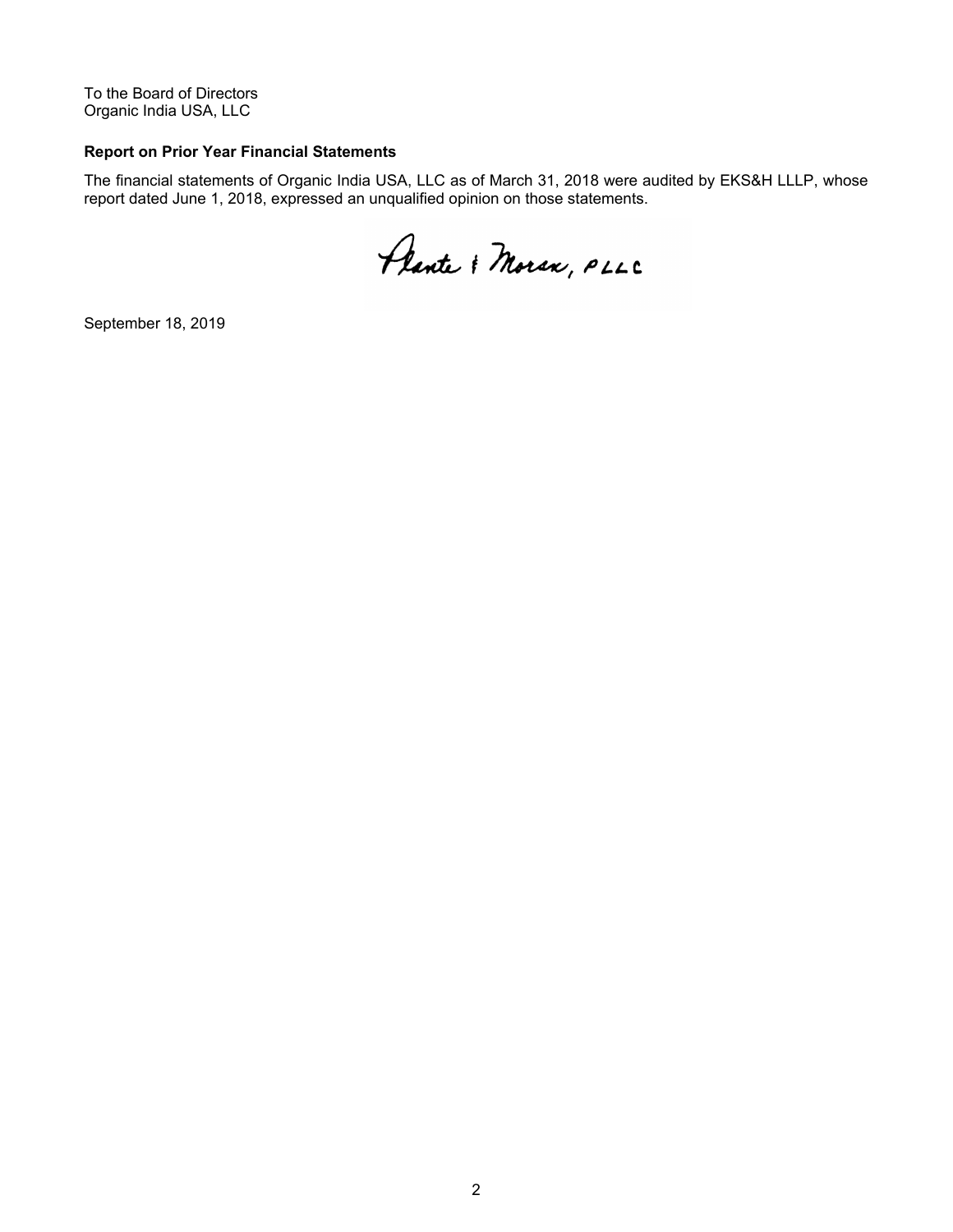To the Board of Directors
Organic India USA, LLC

**Report on Prior Year Financial Statements**

The financial statements of Organic India USA, LLC as of March 31, 2018 were audited by EKS&H LLLP, whose report dated June 1, 2018, expressed an unqualified opinion on those statements.

Plante & Moran, PLLC

September 18, 2019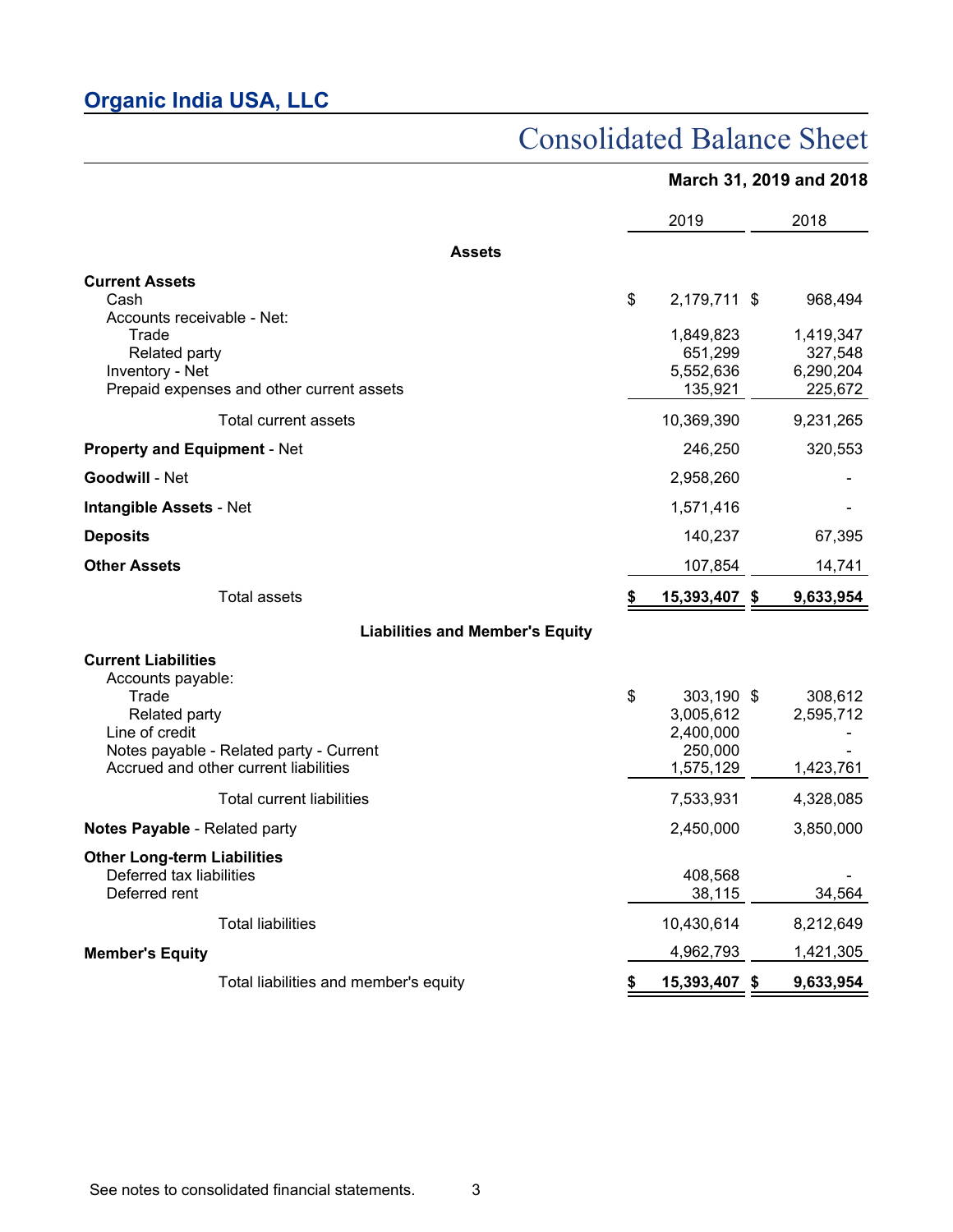## Organic India USA, LLC

# Consolidated Balance Sheet

**March 31, 2019 and 2018**

| | 2019 | 2018 |
|---|---|---|
| **Assets** | | |
| **Current Assets** | | |
| Cash | $ 2,179,711 | $ 968,494 |
| Accounts receivable - Net: | | |
| Trade | 1,849,823 | 1,419,347 |
| Related party | 651,299 | 327,548 |
| Inventory - Net | 5,552,636 | 6,290,204 |
| Prepaid expenses and other current assets | 135,921 | 225,672 |
| Total current assets | 10,369,390 | 9,231,265 |
| **Property and Equipment** - Net | 246,250 | 320,553 |
| **Goodwill** - Net | 2,958,260 | - |
| **Intangible Assets** - Net | 1,571,416 | - |
| **Deposits** | 140,237 | 67,395 |
| **Other Assets** | 107,854 | 14,741 |
| Total assets | **$ 15,393,407** | **$ 9,633,954** |
| **Liabilities and Member's Equity** | | |
| **Current Liabilities** | | |
| Accounts payable: | | |
| Trade | $ 303,190 | $ 308,612 |
| Related party | 3,005,612 | 2,595,712 |
| Line of credit | 2,400,000 | - |
| Notes payable - Related party - Current | 250,000 | - |
| Accrued and other current liabilities | 1,575,129 | 1,423,761 |
| Total current liabilities | 7,533,931 | 4,328,085 |
| **Notes Payable** - Related party | 2,450,000 | 3,850,000 |
| **Other Long-term Liabilities** | | |
| Deferred tax liabilities | 408,568 | - |
| Deferred rent | 38,115 | 34,564 |
| Total liabilities | 10,430,614 | 8,212,649 |
| **Member's Equity** | 4,962,793 | 1,421,305 |
| Total liabilities and member's equity | **$ 15,393,407** | **$ 9,633,954** |

See notes to consolidated financial statements.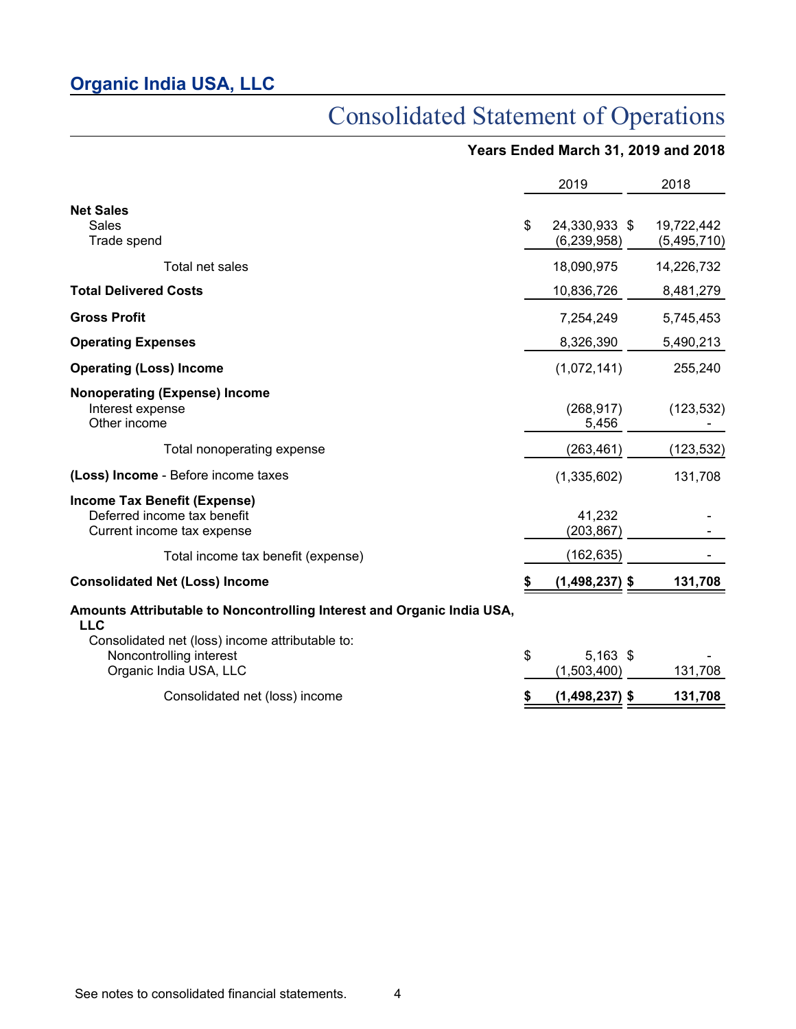## Organic India USA, LLC

# Consolidated Statement of Operations

### Years Ended March 31, 2019 and 2018

| | 2019 | 2018 |
|---|---|---|
| **Net Sales** | | |
| Sales | $ 24,330,933 | $ 19,722,442 |
| Trade spend | (6,239,958) | (5,495,710) |
| Total net sales | 18,090,975 | 14,226,732 |
| **Total Delivered Costs** | 10,836,726 | 8,481,279 |
| **Gross Profit** | 7,254,249 | 5,745,453 |
| **Operating Expenses** | 8,326,390 | 5,490,213 |
| **Operating (Loss) Income** | (1,072,141) | 255,240 |
| **Nonoperating (Expense) Income** | | |
| Interest expense | (268,917) | (123,532) |
| Other income | 5,456 | - |
| Total nonoperating expense | (263,461) | (123,532) |
| **(Loss) Income** - Before income taxes | (1,335,602) | 131,708 |
| **Income Tax Benefit (Expense)** | | |
| Deferred income tax benefit | 41,232 | - |
| Current income tax expense | (203,867) | - |
| Total income tax benefit (expense) | (162,635) | - |
| **Consolidated Net (Loss) Income** | **$ (1,498,237)** | **$ 131,708** |
| **Amounts Attributable to Noncontrolling Interest and Organic India USA, LLC** | | |
| Consolidated net (loss) income attributable to: | | |
| Noncontrolling interest | $ 5,163 | $ - |
| Organic India USA, LLC | (1,503,400) | 131,708 |
| Consolidated net (loss) income | **$ (1,498,237)** | **$ 131,708** |

See notes to consolidated financial statements.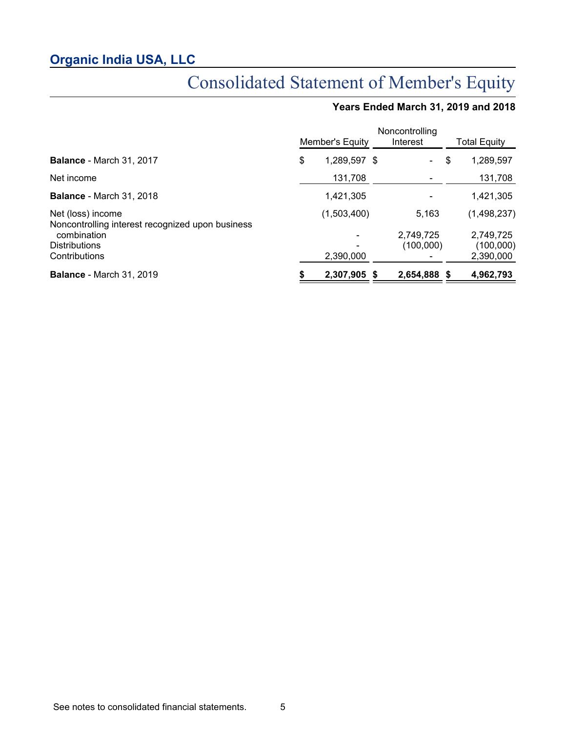## Organic India USA, LLC

# Consolidated Statement of Member's Equity

**Years Ended March 31, 2019 and 2018**

| | Member's Equity | Noncontrolling Interest | Total Equity |
|---|---|---|---|
| **Balance** - March 31, 2017 | $ 1,289,597 | $ - | $ 1,289,597 |
| Net income | 131,708 | - | 131,708 |
| **Balance** - March 31, 2018 | 1,421,305 | - | 1,421,305 |
| Net (loss) income | (1,503,400) | 5,163 | (1,498,237) |
| Noncontrolling interest recognized upon business combination | - | 2,749,725 | 2,749,725 |
| Distributions | - | (100,000) | (100,000) |
| Contributions | 2,390,000 | - | 2,390,000 |
| **Balance** - March 31, 2019 | **$ 2,307,905** | **$ 2,654,888** | **$ 4,962,793** |

See notes to consolidated financial statements.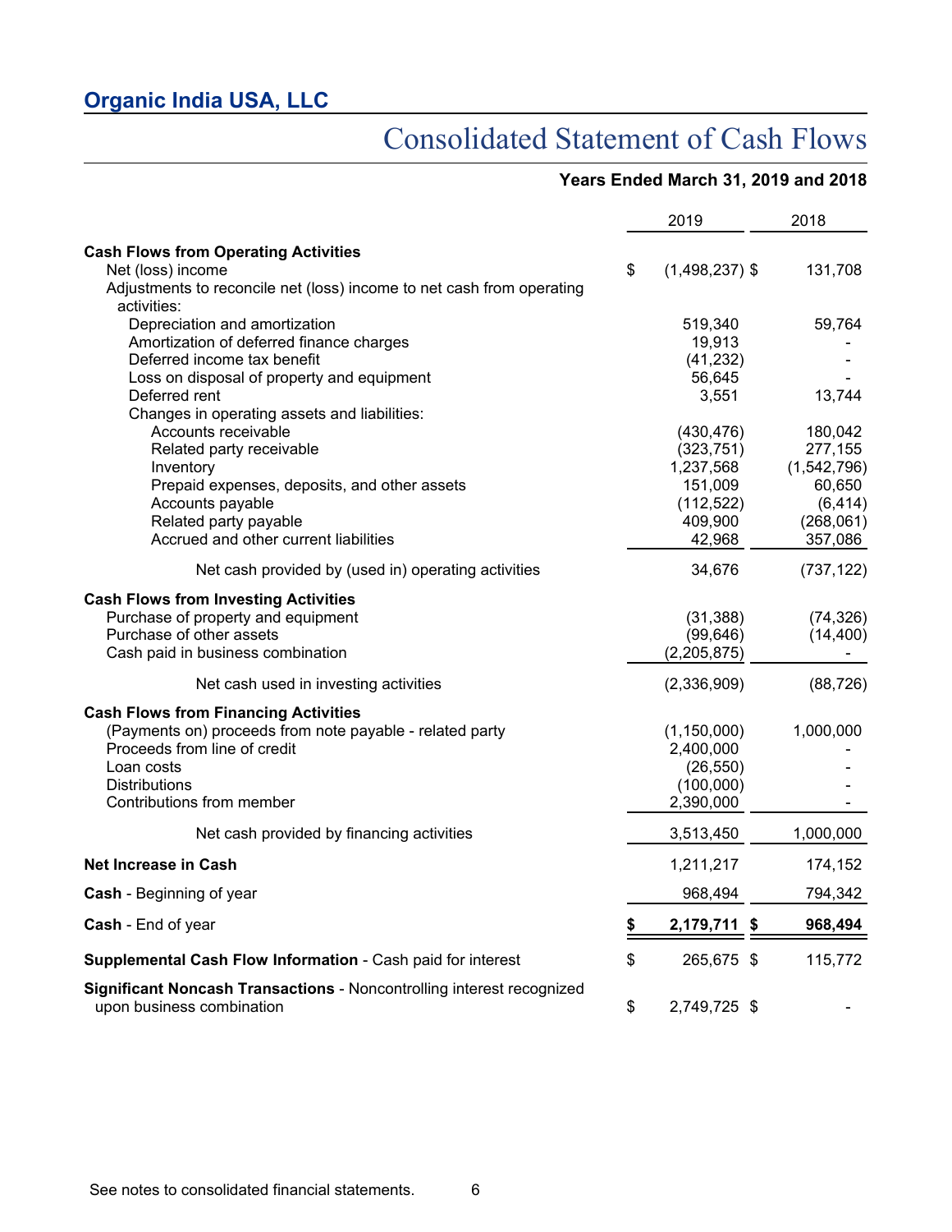## Organic India USA, LLC

# Consolidated Statement of Cash Flows

**Years Ended March 31, 2019 and 2018**

| | 2019 | 2018 |
|---|---|---|
| **Cash Flows from Operating Activities** | | |
| Net (loss) income | $ (1,498,237) | $ 131,708 |
| Adjustments to reconcile net (loss) income to net cash from operating activities: | | |
| Depreciation and amortization | 519,340 | 59,764 |
| Amortization of deferred finance charges | 19,913 | - |
| Deferred income tax benefit | (41,232) | - |
| Loss on disposal of property and equipment | 56,645 | - |
| Deferred rent | 3,551 | 13,744 |
| Changes in operating assets and liabilities: | | |
| Accounts receivable | (430,476) | 180,042 |
| Related party receivable | (323,751) | 277,155 |
| Inventory | 1,237,568 | (1,542,796) |
| Prepaid expenses, deposits, and other assets | 151,009 | 60,650 |
| Accounts payable | (112,522) | (6,414) |
| Related party payable | 409,900 | (268,061) |
| Accrued and other current liabilities | 42,968 | 357,086 |
| Net cash provided by (used in) operating activities | 34,676 | (737,122) |
| **Cash Flows from Investing Activities** | | |
| Purchase of property and equipment | (31,388) | (74,326) |
| Purchase of other assets | (99,646) | (14,400) |
| Cash paid in business combination | (2,205,875) | - |
| Net cash used in investing activities | (2,336,909) | (88,726) |
| **Cash Flows from Financing Activities** | | |
| (Payments on) proceeds from note payable - related party | (1,150,000) | 1,000,000 |
| Proceeds from line of credit | 2,400,000 | - |
| Loan costs | (26,550) | - |
| Distributions | (100,000) | - |
| Contributions from member | 2,390,000 | - |
| Net cash provided by financing activities | 3,513,450 | 1,000,000 |
| **Net Increase in Cash** | 1,211,217 | 174,152 |
| **Cash** - Beginning of year | 968,494 | 794,342 |
| **Cash** - End of year | **$ 2,179,711** | **$ 968,494** |
| **Supplemental Cash Flow Information** - Cash paid for interest | $ 265,675 | $ 115,772 |
| **Significant Noncash Transactions** - Noncontrolling interest recognized upon business combination | $ 2,749,725 | $ - |

See notes to consolidated financial statements.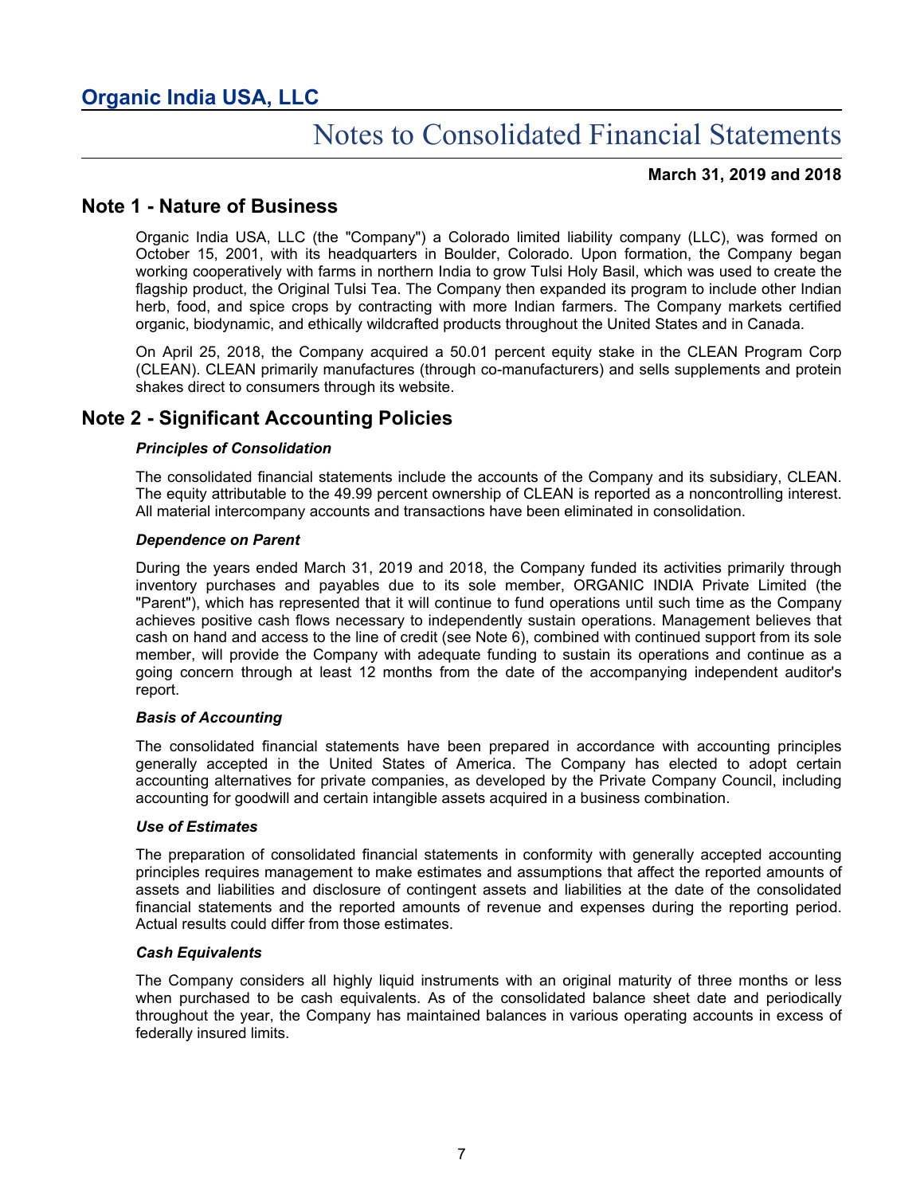# Organic India USA, LLC

# Notes to Consolidated Financial Statements

**March 31, 2019 and 2018**

## Note 1 - Nature of Business

Organic India USA, LLC (the "Company") a Colorado limited liability company (LLC), was formed on October 15, 2001, with its headquarters in Boulder, Colorado. Upon formation, the Company began working cooperatively with farms in northern India to grow Tulsi Holy Basil, which was used to create the flagship product, the Original Tulsi Tea. The Company then expanded its program to include other Indian herb, food, and spice crops by contracting with more Indian farmers. The Company markets certified organic, biodynamic, and ethically wildcrafted products throughout the United States and in Canada.

On April 25, 2018, the Company acquired a 50.01 percent equity stake in the CLEAN Program Corp (CLEAN). CLEAN primarily manufactures (through co-manufacturers) and sells supplements and protein shakes direct to consumers through its website.

## Note 2 - Significant Accounting Policies

### *Principles of Consolidation*

The consolidated financial statements include the accounts of the Company and its subsidiary, CLEAN. The equity attributable to the 49.99 percent ownership of CLEAN is reported as a noncontrolling interest. All material intercompany accounts and transactions have been eliminated in consolidation.

### *Dependence on Parent*

During the years ended March 31, 2019 and 2018, the Company funded its activities primarily through inventory purchases and payables due to its sole member, ORGANIC INDIA Private Limited (the "Parent"), which has represented that it will continue to fund operations until such time as the Company achieves positive cash flows necessary to independently sustain operations. Management believes that cash on hand and access to the line of credit (see Note 6), combined with continued support from its sole member, will provide the Company with adequate funding to sustain its operations and continue as a going concern through at least 12 months from the date of the accompanying independent auditor's report.

### *Basis of Accounting*

The consolidated financial statements have been prepared in accordance with accounting principles generally accepted in the United States of America. The Company has elected to adopt certain accounting alternatives for private companies, as developed by the Private Company Council, including accounting for goodwill and certain intangible assets acquired in a business combination.

### *Use of Estimates*

The preparation of consolidated financial statements in conformity with generally accepted accounting principles requires management to make estimates and assumptions that affect the reported amounts of assets and liabilities and disclosure of contingent assets and liabilities at the date of the consolidated financial statements and the reported amounts of revenue and expenses during the reporting period. Actual results could differ from those estimates.

### *Cash Equivalents*

The Company considers all highly liquid instruments with an original maturity of three months or less when purchased to be cash equivalents. As of the consolidated balance sheet date and periodically throughout the year, the Company has maintained balances in various operating accounts in excess of federally insured limits.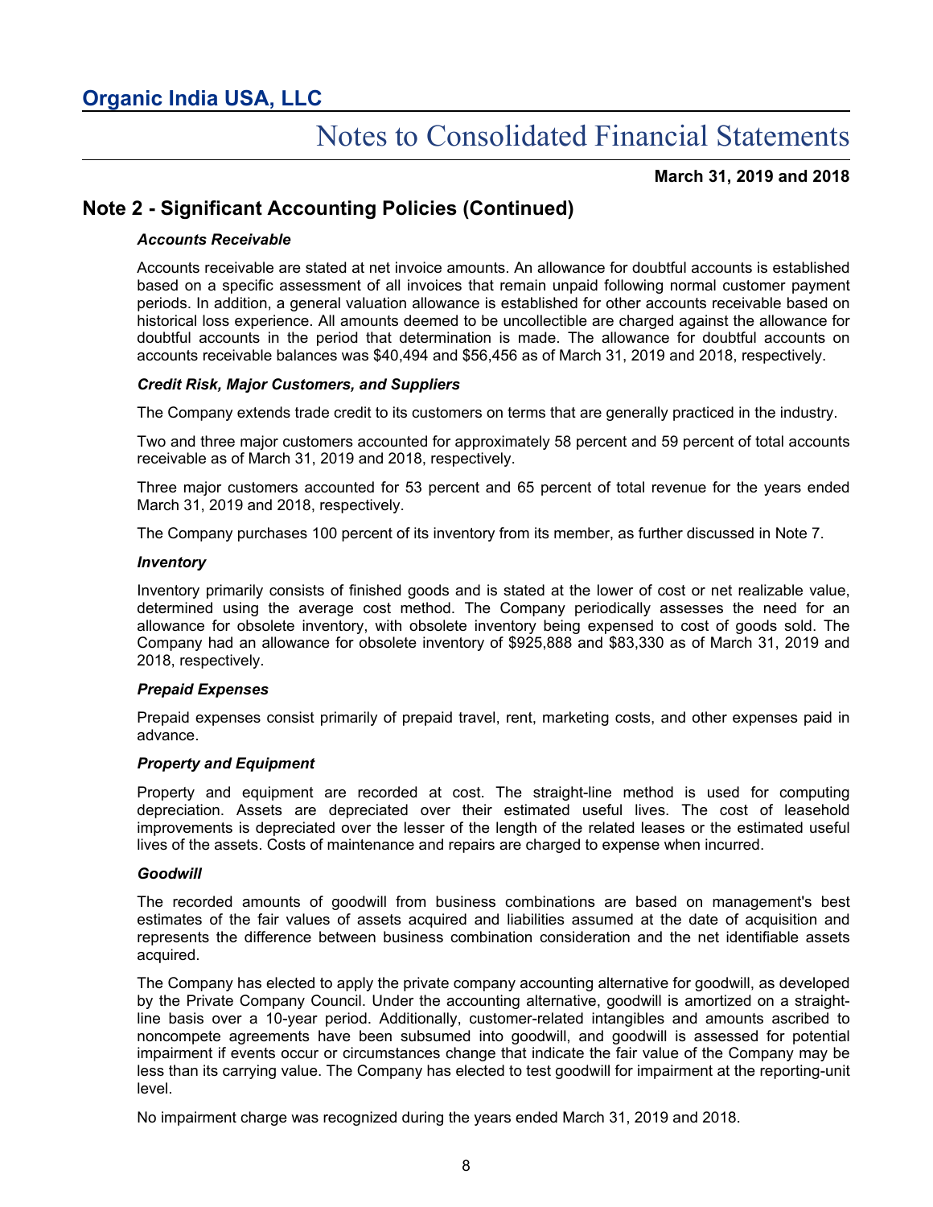# Organic India USA, LLC

## Notes to Consolidated Financial Statements

**March 31, 2019 and 2018**

## Note 2 - Significant Accounting Policies (Continued)

***Accounts Receivable***

Accounts receivable are stated at net invoice amounts. An allowance for doubtful accounts is established based on a specific assessment of all invoices that remain unpaid following normal customer payment periods. In addition, a general valuation allowance is established for other accounts receivable based on historical loss experience. All amounts deemed to be uncollectible are charged against the allowance for doubtful accounts in the period that determination is made. The allowance for doubtful accounts on accounts receivable balances was $40,494 and $56,456 as of March 31, 2019 and 2018, respectively.

***Credit Risk, Major Customers, and Suppliers***

The Company extends trade credit to its customers on terms that are generally practiced in the industry.

Two and three major customers accounted for approximately 58 percent and 59 percent of total accounts receivable as of March 31, 2019 and 2018, respectively.

Three major customers accounted for 53 percent and 65 percent of total revenue for the years ended March 31, 2019 and 2018, respectively.

The Company purchases 100 percent of its inventory from its member, as further discussed in Note 7.

***Inventory***

Inventory primarily consists of finished goods and is stated at the lower of cost or net realizable value, determined using the average cost method. The Company periodically assesses the need for an allowance for obsolete inventory, with obsolete inventory being expensed to cost of goods sold. The Company had an allowance for obsolete inventory of $925,888 and $83,330 as of March 31, 2019 and 2018, respectively.

***Prepaid Expenses***

Prepaid expenses consist primarily of prepaid travel, rent, marketing costs, and other expenses paid in advance.

***Property and Equipment***

Property and equipment are recorded at cost. The straight-line method is used for computing depreciation. Assets are depreciated over their estimated useful lives. The cost of leasehold improvements is depreciated over the lesser of the length of the related leases or the estimated useful lives of the assets. Costs of maintenance and repairs are charged to expense when incurred.

***Goodwill***

The recorded amounts of goodwill from business combinations are based on management's best estimates of the fair values of assets acquired and liabilities assumed at the date of acquisition and represents the difference between business combination consideration and the net identifiable assets acquired.

The Company has elected to apply the private company accounting alternative for goodwill, as developed by the Private Company Council. Under the accounting alternative, goodwill is amortized on a straight-line basis over a 10-year period. Additionally, customer-related intangibles and amounts ascribed to noncompete agreements have been subsumed into goodwill, and goodwill is assessed for potential impairment if events occur or circumstances change that indicate the fair value of the Company may be less than its carrying value. The Company has elected to test goodwill for impairment at the reporting-unit level.

No impairment charge was recognized during the years ended March 31, 2019 and 2018.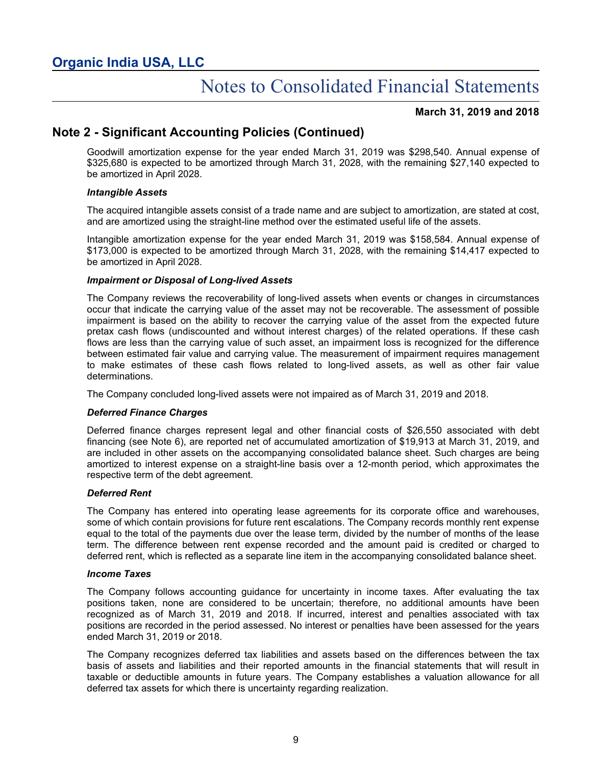## Note 2 - Significant Accounting Policies (Continued)

Goodwill amortization expense for the year ended March 31, 2019 was $298,540. Annual expense of $325,680 is expected to be amortized through March 31, 2028, with the remaining $27,140 expected to be amortized in April 2028.

***Intangible Assets***

The acquired intangible assets consist of a trade name and are subject to amortization, are stated at cost, and are amortized using the straight-line method over the estimated useful life of the assets.

Intangible amortization expense for the year ended March 31, 2019 was $158,584. Annual expense of $173,000 is expected to be amortized through March 31, 2028, with the remaining $14,417 expected to be amortized in April 2028.

***Impairment or Disposal of Long-lived Assets***

The Company reviews the recoverability of long-lived assets when events or changes in circumstances occur that indicate the carrying value of the asset may not be recoverable. The assessment of possible impairment is based on the ability to recover the carrying value of the asset from the expected future pretax cash flows (undiscounted and without interest charges) of the related operations. If these cash flows are less than the carrying value of such asset, an impairment loss is recognized for the difference between estimated fair value and carrying value. The measurement of impairment requires management to make estimates of these cash flows related to long-lived assets, as well as other fair value determinations.

The Company concluded long-lived assets were not impaired as of March 31, 2019 and 2018.

***Deferred Finance Charges***

Deferred finance charges represent legal and other financial costs of $26,550 associated with debt financing (see Note 6), are reported net of accumulated amortization of $19,913 at March 31, 2019, and are included in other assets on the accompanying consolidated balance sheet. Such charges are being amortized to interest expense on a straight-line basis over a 12-month period, which approximates the respective term of the debt agreement.

***Deferred Rent***

The Company has entered into operating lease agreements for its corporate office and warehouses, some of which contain provisions for future rent escalations. The Company records monthly rent expense equal to the total of the payments due over the lease term, divided by the number of months of the lease term. The difference between rent expense recorded and the amount paid is credited or charged to deferred rent, which is reflected as a separate line item in the accompanying consolidated balance sheet.

***Income Taxes***

The Company follows accounting guidance for uncertainty in income taxes. After evaluating the tax positions taken, none are considered to be uncertain; therefore, no additional amounts have been recognized as of March 31, 2019 and 2018. If incurred, interest and penalties associated with tax positions are recorded in the period assessed. No interest or penalties have been assessed for the years ended March 31, 2019 or 2018.

The Company recognizes deferred tax liabilities and assets based on the differences between the tax basis of assets and liabilities and their reported amounts in the financial statements that will result in taxable or deductible amounts in future years. The Company establishes a valuation allowance for all deferred tax assets for which there is uncertainty regarding realization.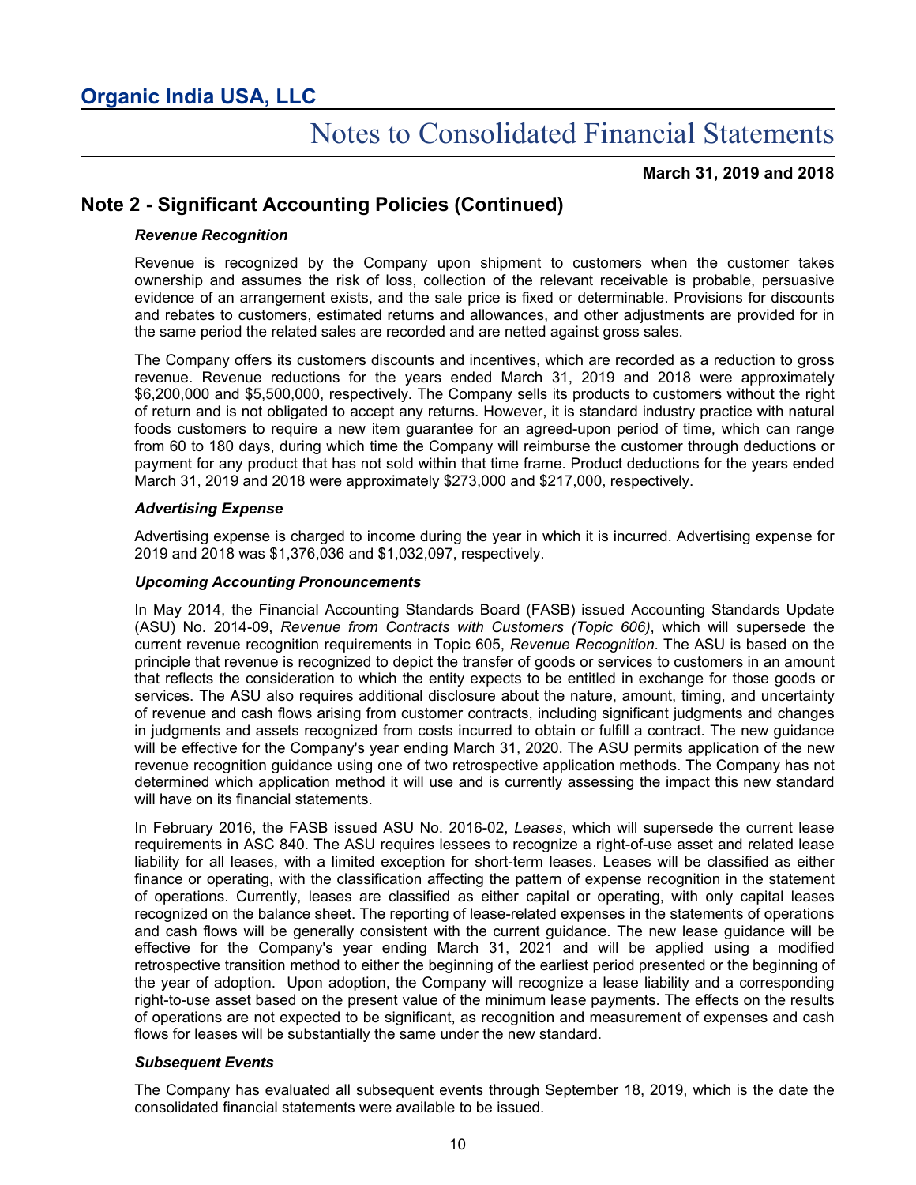## Note 2 - Significant Accounting Policies (Continued)

***Revenue Recognition***

Revenue is recognized by the Company upon shipment to customers when the customer takes ownership and assumes the risk of loss, collection of the relevant receivable is probable, persuasive evidence of an arrangement exists, and the sale price is fixed or determinable. Provisions for discounts and rebates to customers, estimated returns and allowances, and other adjustments are provided for in the same period the related sales are recorded and are netted against gross sales.

The Company offers its customers discounts and incentives, which are recorded as a reduction to gross revenue. Revenue reductions for the years ended March 31, 2019 and 2018 were approximately $6,200,000 and $5,500,000, respectively. The Company sells its products to customers without the right of return and is not obligated to accept any returns. However, it is standard industry practice with natural foods customers to require a new item guarantee for an agreed-upon period of time, which can range from 60 to 180 days, during which time the Company will reimburse the customer through deductions or payment for any product that has not sold within that time frame. Product deductions for the years ended March 31, 2019 and 2018 were approximately $273,000 and $217,000, respectively.

***Advertising Expense***

Advertising expense is charged to income during the year in which it is incurred. Advertising expense for 2019 and 2018 was $1,376,036 and $1,032,097, respectively.

***Upcoming Accounting Pronouncements***

In May 2014, the Financial Accounting Standards Board (FASB) issued Accounting Standards Update (ASU) No. 2014-09, *Revenue from Contracts with Customers (Topic 606)*, which will supersede the current revenue recognition requirements in Topic 605, *Revenue Recognition*. The ASU is based on the principle that revenue is recognized to depict the transfer of goods or services to customers in an amount that reflects the consideration to which the entity expects to be entitled in exchange for those goods or services. The ASU also requires additional disclosure about the nature, amount, timing, and uncertainty of revenue and cash flows arising from customer contracts, including significant judgments and changes in judgments and assets recognized from costs incurred to obtain or fulfill a contract. The new guidance will be effective for the Company's year ending March 31, 2020. The ASU permits application of the new revenue recognition guidance using one of two retrospective application methods. The Company has not determined which application method it will use and is currently assessing the impact this new standard will have on its financial statements.

In February 2016, the FASB issued ASU No. 2016-02, *Leases*, which will supersede the current lease requirements in ASC 840. The ASU requires lessees to recognize a right-of-use asset and related lease liability for all leases, with a limited exception for short-term leases. Leases will be classified as either finance or operating, with the classification affecting the pattern of expense recognition in the statement of operations. Currently, leases are classified as either capital or operating, with only capital leases recognized on the balance sheet. The reporting of lease-related expenses in the statements of operations and cash flows will be generally consistent with the current guidance. The new lease guidance will be effective for the Company's year ending March 31, 2021 and will be applied using a modified retrospective transition method to either the beginning of the earliest period presented or the beginning of the year of adoption. Upon adoption, the Company will recognize a lease liability and a corresponding right-to-use asset based on the present value of the minimum lease payments. The effects on the results of operations are not expected to be significant, as recognition and measurement of expenses and cash flows for leases will be substantially the same under the new standard.

***Subsequent Events***

The Company has evaluated all subsequent events through September 18, 2019, which is the date the consolidated financial statements were available to be issued.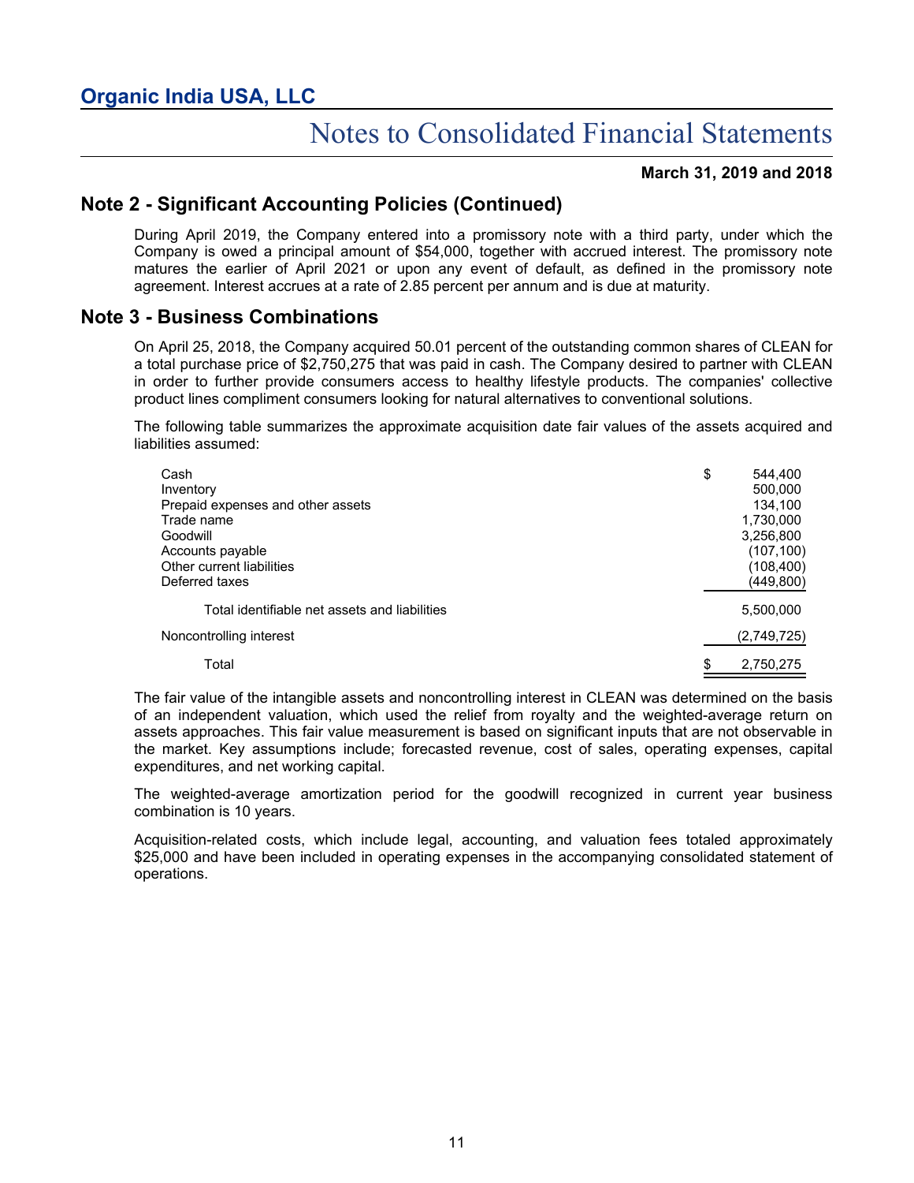## Note 2 - Significant Accounting Policies (Continued)

During April 2019, the Company entered into a promissory note with a third party, under which the Company is owed a principal amount of $54,000, together with accrued interest. The promissory note matures the earlier of April 2021 or upon any event of default, as defined in the promissory note agreement. Interest accrues at a rate of 2.85 percent per annum and is due at maturity.

## Note 3 - Business Combinations

On April 25, 2018, the Company acquired 50.01 percent of the outstanding common shares of CLEAN for a total purchase price of $2,750,275 that was paid in cash. The Company desired to partner with CLEAN in order to further provide consumers access to healthy lifestyle products. The companies' collective product lines compliment consumers looking for natural alternatives to conventional solutions.

The following table summarizes the approximate acquisition date fair values of the assets acquired and liabilities assumed:

| | |
|---|---|
| Cash | $ 544,400 |
| Inventory | 500,000 |
| Prepaid expenses and other assets | 134,100 |
| Trade name | 1,730,000 |
| Goodwill | 3,256,800 |
| Accounts payable | (107,100) |
| Other current liabilities | (108,400) |
| Deferred taxes | (449,800) |
| Total identifiable net assets and liabilities | 5,500,000 |
| Noncontrolling interest | (2,749,725) |
| Total | $ 2,750,275 |

The fair value of the intangible assets and noncontrolling interest in CLEAN was determined on the basis of an independent valuation, which used the relief from royalty and the weighted-average return on assets approaches. This fair value measurement is based on significant inputs that are not observable in the market. Key assumptions include; forecasted revenue, cost of sales, operating expenses, capital expenditures, and net working capital.

The weighted-average amortization period for the goodwill recognized in current year business combination is 10 years.

Acquisition-related costs, which include legal, accounting, and valuation fees totaled approximately $25,000 and have been included in operating expenses in the accompanying consolidated statement of operations.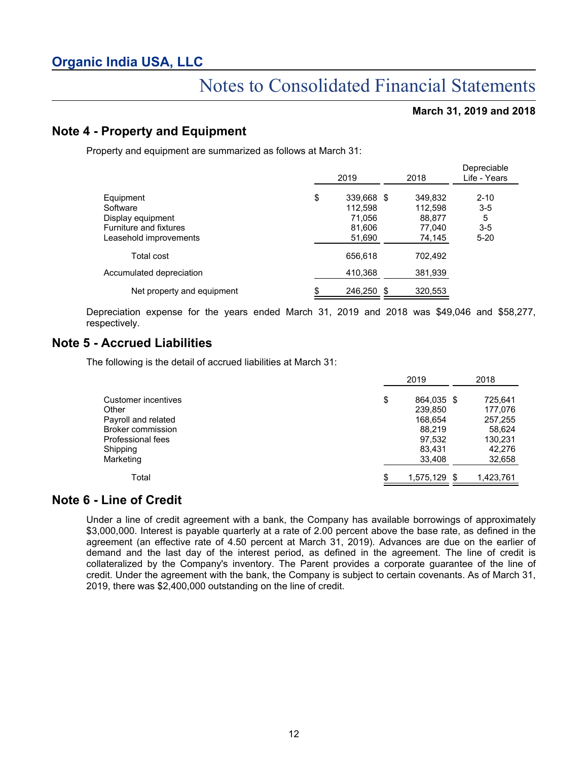# Organic India USA, LLC

## Notes to Consolidated Financial Statements

**March 31, 2019 and 2018**

## Note 4 - Property and Equipment

Property and equipment are summarized as follows at March 31:

| | 2019 | 2018 | Depreciable Life - Years |
|---|---|---|---|
| Equipment | $ 339,668 | $ 349,832 | 2-10 |
| Software | 112,598 | 112,598 | 3-5 |
| Display equipment | 71,056 | 88,877 | 5 |
| Furniture and fixtures | 81,606 | 77,040 | 3-5 |
| Leasehold improvements | 51,690 | 74,145 | 5-20 |
| Total cost | 656,618 | 702,492 | |
| Accumulated depreciation | 410,368 | 381,939 | |
| Net property and equipment | $ 246,250 | $ 320,553 | |

Depreciation expense for the years ended March 31, 2019 and 2018 was $49,046 and $58,277, respectively.

## Note 5 - Accrued Liabilities

The following is the detail of accrued liabilities at March 31:

| | 2019 | 2018 |
|---|---|---|
| Customer incentives | $ 864,035 | $ 725,641 |
| Other | 239,850 | 177,076 |
| Payroll and related | 168,654 | 257,255 |
| Broker commission | 88,219 | 58,624 |
| Professional fees | 97,532 | 130,231 |
| Shipping | 83,431 | 42,276 |
| Marketing | 33,408 | 32,658 |
| Total | $ 1,575,129 | $ 1,423,761 |

## Note 6 - Line of Credit

Under a line of credit agreement with a bank, the Company has available borrowings of approximately $3,000,000. Interest is payable quarterly at a rate of 2.00 percent above the base rate, as defined in the agreement (an effective rate of 4.50 percent at March 31, 2019). Advances are due on the earlier of demand and the last day of the interest period, as defined in the agreement. The line of credit is collateralized by the Company's inventory. The Parent provides a corporate guarantee of the line of credit. Under the agreement with the bank, the Company is subject to certain covenants. As of March 31, 2019, there was $2,400,000 outstanding on the line of credit.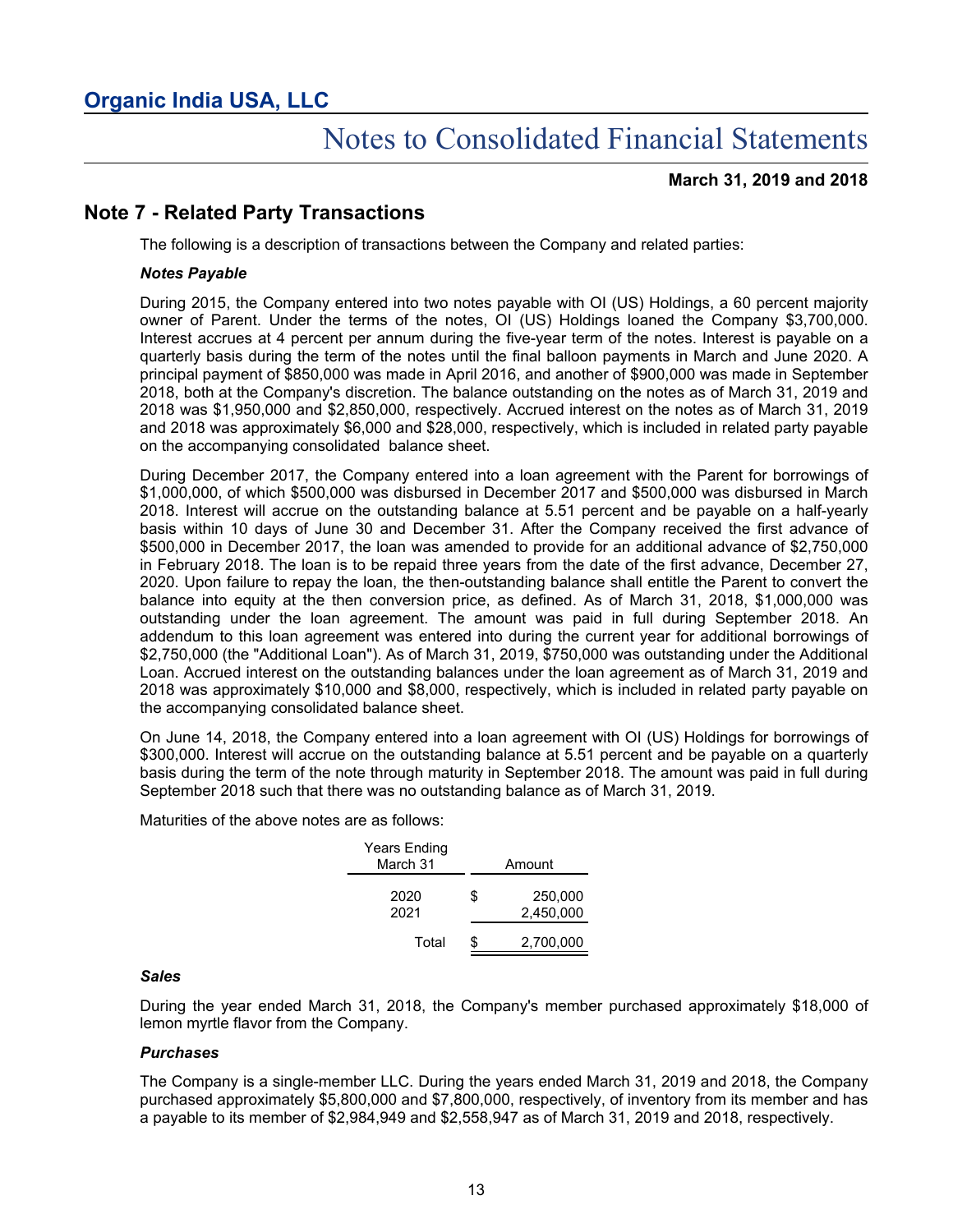## Note 7 - Related Party Transactions

The following is a description of transactions between the Company and related parties:

***Notes Payable***

During 2015, the Company entered into two notes payable with OI (US) Holdings, a 60 percent majority owner of Parent. Under the terms of the notes, OI (US) Holdings loaned the Company $3,700,000. Interest accrues at 4 percent per annum during the five-year term of the notes. Interest is payable on a quarterly basis during the term of the notes until the final balloon payments in March and June 2020. A principal payment of $850,000 was made in April 2016, and another of $900,000 was made in September 2018, both at the Company's discretion. The balance outstanding on the notes as of March 31, 2019 and 2018 was $1,950,000 and $2,850,000, respectively. Accrued interest on the notes as of March 31, 2019 and 2018 was approximately $6,000 and $28,000, respectively, which is included in related party payable on the accompanying consolidated balance sheet.

During December 2017, the Company entered into a loan agreement with the Parent for borrowings of $1,000,000, of which $500,000 was disbursed in December 2017 and $500,000 was disbursed in March 2018. Interest will accrue on the outstanding balance at 5.51 percent and be payable on a half-yearly basis within 10 days of June 30 and December 31. After the Company received the first advance of $500,000 in December 2017, the loan was amended to provide for an additional advance of $2,750,000 in February 2018. The loan is to be repaid three years from the date of the first advance, December 27, 2020. Upon failure to repay the loan, the then-outstanding balance shall entitle the Parent to convert the balance into equity at the then conversion price, as defined. As of March 31, 2018, $1,000,000 was outstanding under the loan agreement. The amount was paid in full during September 2018. An addendum to this loan agreement was entered into during the current year for additional borrowings of $2,750,000 (the "Additional Loan"). As of March 31, 2019, $750,000 was outstanding under the Additional Loan. Accrued interest on the outstanding balances under the loan agreement as of March 31, 2019 and 2018 was approximately $10,000 and $8,000, respectively, which is included in related party payable on the accompanying consolidated balance sheet.

On June 14, 2018, the Company entered into a loan agreement with OI (US) Holdings for borrowings of $300,000. Interest will accrue on the outstanding balance at 5.51 percent and be payable on a quarterly basis during the term of the note through maturity in September 2018. The amount was paid in full during September 2018 such that there was no outstanding balance as of March 31, 2019.

Maturities of the above notes are as follows:

| Years Ending March 31 | Amount |
|---|---|
| 2020 | $ 250,000 |
| 2021 | 2,450,000 |
| Total | $ 2,700,000 |

***Sales***

During the year ended March 31, 2018, the Company's member purchased approximately $18,000 of lemon myrtle flavor from the Company.

***Purchases***

The Company is a single-member LLC. During the years ended March 31, 2019 and 2018, the Company purchased approximately $5,800,000 and $7,800,000, respectively, of inventory from its member and has a payable to its member of $2,984,949 and $2,558,947 as of March 31, 2019 and 2018, respectively.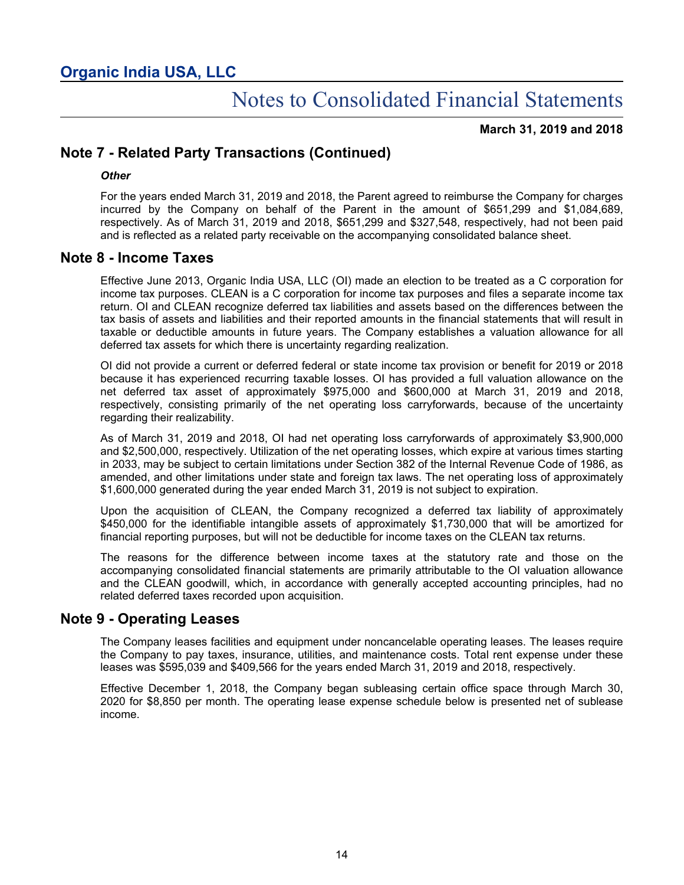## Note 7 - Related Party Transactions (Continued)

***Other***

For the years ended March 31, 2019 and 2018, the Parent agreed to reimburse the Company for charges incurred by the Company on behalf of the Parent in the amount of $651,299 and $1,084,689, respectively. As of March 31, 2019 and 2018, $651,299 and $327,548, respectively, had not been paid and is reflected as a related party receivable on the accompanying consolidated balance sheet.

## Note 8 - Income Taxes

Effective June 2013, Organic India USA, LLC (OI) made an election to be treated as a C corporation for income tax purposes. CLEAN is a C corporation for income tax purposes and files a separate income tax return. OI and CLEAN recognize deferred tax liabilities and assets based on the differences between the tax basis of assets and liabilities and their reported amounts in the financial statements that will result in taxable or deductible amounts in future years. The Company establishes a valuation allowance for all deferred tax assets for which there is uncertainty regarding realization.

OI did not provide a current or deferred federal or state income tax provision or benefit for 2019 or 2018 because it has experienced recurring taxable losses. OI has provided a full valuation allowance on the net deferred tax asset of approximately $975,000 and $600,000 at March 31, 2019 and 2018, respectively, consisting primarily of the net operating loss carryforwards, because of the uncertainty regarding their realizability.

As of March 31, 2019 and 2018, OI had net operating loss carryforwards of approximately $3,900,000 and $2,500,000, respectively. Utilization of the net operating losses, which expire at various times starting in 2033, may be subject to certain limitations under Section 382 of the Internal Revenue Code of 1986, as amended, and other limitations under state and foreign tax laws. The net operating loss of approximately $1,600,000 generated during the year ended March 31, 2019 is not subject to expiration.

Upon the acquisition of CLEAN, the Company recognized a deferred tax liability of approximately $450,000 for the identifiable intangible assets of approximately $1,730,000 that will be amortized for financial reporting purposes, but will not be deductible for income taxes on the CLEAN tax returns.

The reasons for the difference between income taxes at the statutory rate and those on the accompanying consolidated financial statements are primarily attributable to the OI valuation allowance and the CLEAN goodwill, which, in accordance with generally accepted accounting principles, had no related deferred taxes recorded upon acquisition.

## Note 9 - Operating Leases

The Company leases facilities and equipment under noncancelable operating leases. The leases require the Company to pay taxes, insurance, utilities, and maintenance costs. Total rent expense under these leases was $595,039 and $409,566 for the years ended March 31, 2019 and 2018, respectively.

Effective December 1, 2018, the Company began subleasing certain office space through March 30, 2020 for $8,850 per month. The operating lease expense schedule below is presented net of sublease income.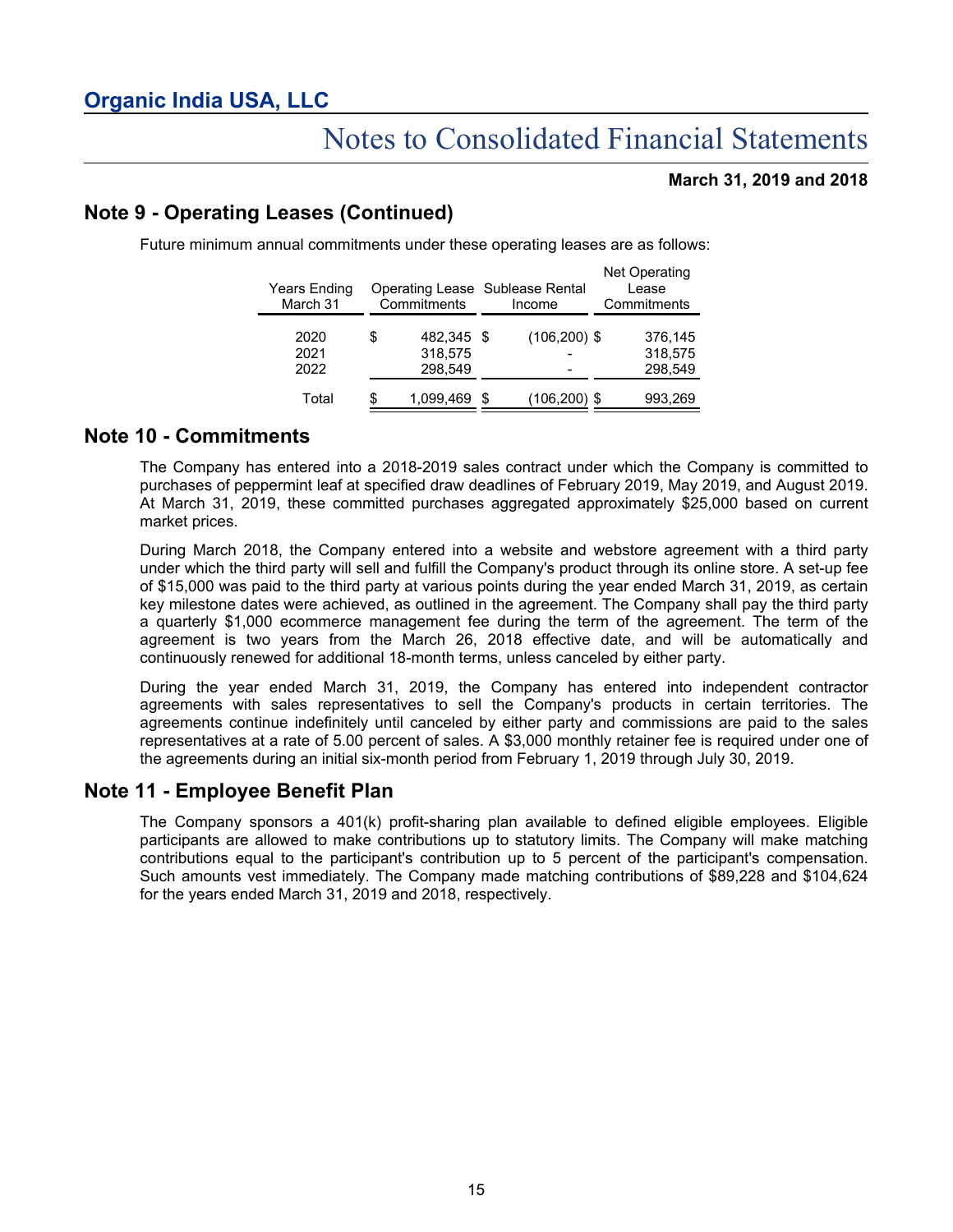## Note 9 - Operating Leases (Continued)

Future minimum annual commitments under these operating leases are as follows:

| Years Ending March 31 | Operating Lease Commitments | Sublease Rental Income | Net Operating Lease Commitments |
|---|---|---|---|
| 2020 | $ 482,345 | $ (106,200) | $ 376,145 |
| 2021 | 318,575 | - | 318,575 |
| 2022 | 298,549 | - | 298,549 |
| Total | $ 1,099,469 | $ (106,200) | $ 993,269 |

## Note 10 - Commitments

The Company has entered into a 2018-2019 sales contract under which the Company is committed to purchases of peppermint leaf at specified draw deadlines of February 2019, May 2019, and August 2019. At March 31, 2019, these committed purchases aggregated approximately $25,000 based on current market prices.

During March 2018, the Company entered into a website and webstore agreement with a third party under which the third party will sell and fulfill the Company's product through its online store. A set-up fee of $15,000 was paid to the third party at various points during the year ended March 31, 2019, as certain key milestone dates were achieved, as outlined in the agreement. The Company shall pay the third party a quarterly $1,000 ecommerce management fee during the term of the agreement. The term of the agreement is two years from the March 26, 2018 effective date, and will be automatically and continuously renewed for additional 18-month terms, unless canceled by either party.

During the year ended March 31, 2019, the Company has entered into independent contractor agreements with sales representatives to sell the Company's products in certain territories. The agreements continue indefinitely until canceled by either party and commissions are paid to the sales representatives at a rate of 5.00 percent of sales. A $3,000 monthly retainer fee is required under one of the agreements during an initial six-month period from February 1, 2019 through July 30, 2019.

## Note 11 - Employee Benefit Plan

The Company sponsors a 401(k) profit-sharing plan available to defined eligible employees. Eligible participants are allowed to make contributions up to statutory limits. The Company will make matching contributions equal to the participant's contribution up to 5 percent of the participant's compensation. Such amounts vest immediately. The Company made matching contributions of $89,228 and $104,624 for the years ended March 31, 2019 and 2018, respectively.